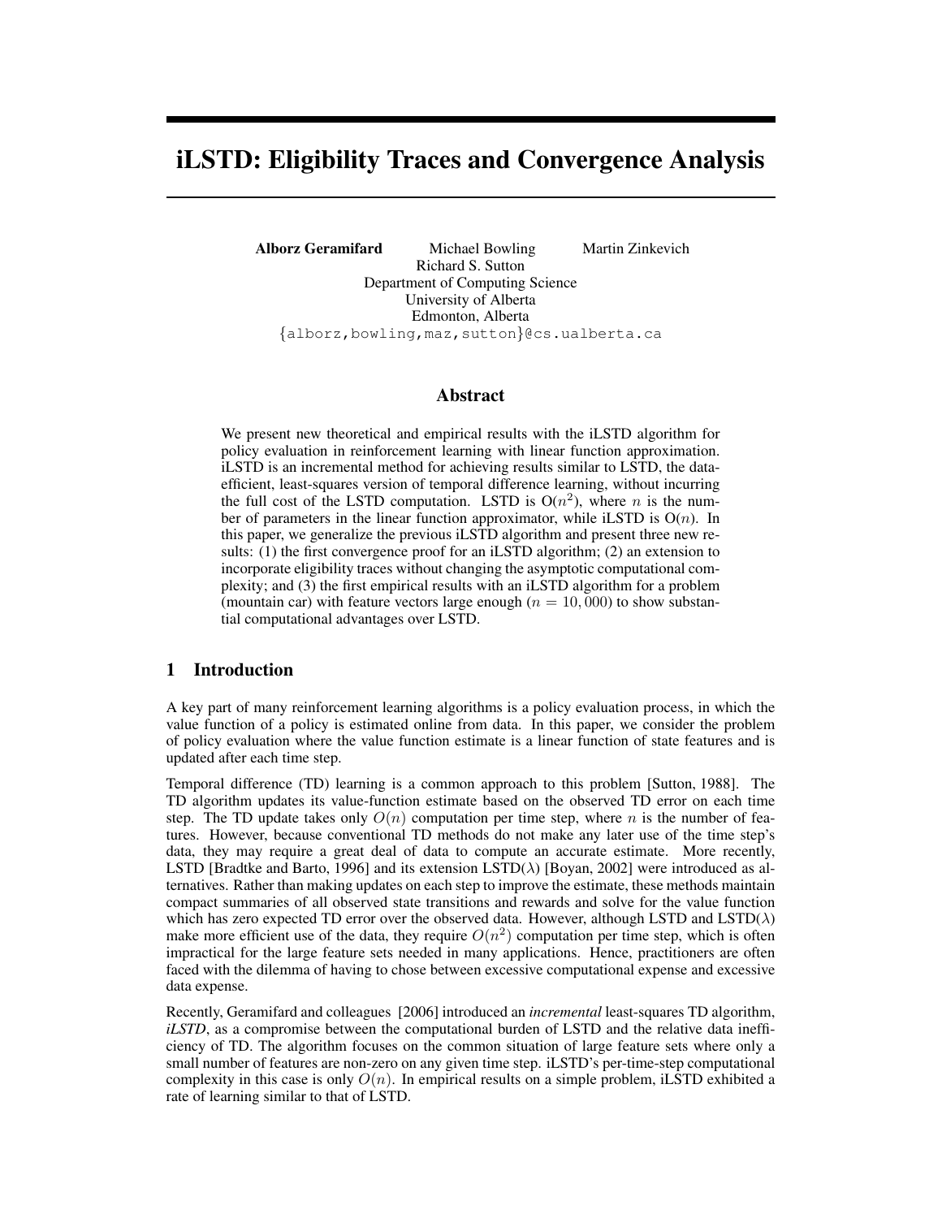# iLSTD: Eligibility Traces and Convergence Analysis

**Alborz Geramifard** Michael Bowling Martin Zinkevich
Richard S. Sutton
Department of Computing Science
University of Alberta
Edmonton, Alberta
{alborz,bowling,maz,sutton}@cs.ualberta.ca

## Abstract

We present new theoretical and empirical results with the iLSTD algorithm for policy evaluation in reinforcement learning with linear function approximation. iLSTD is an incremental method for achieving results similar to LSTD, the data-efficient, least-squares version of temporal difference learning, without incurring the full cost of the LSTD computation. LSTD is $O(n^2)$, where $n$ is the number of parameters in the linear function approximator, while iLSTD is $O(n)$. In this paper, we generalize the previous iLSTD algorithm and present three new results: (1) the first convergence proof for an iLSTD algorithm; (2) an extension to incorporate eligibility traces without changing the asymptotic computational complexity; and (3) the first empirical results with an iLSTD algorithm for a problem (mountain car) with feature vectors large enough ($n = 10,000$) to show substantial computational advantages over LSTD.

## 1 Introduction

A key part of many reinforcement learning algorithms is a policy evaluation process, in which the value function of a policy is estimated online from data. In this paper, we consider the problem of policy evaluation where the value function estimate is a linear function of state features and is updated after each time step.

Temporal difference (TD) learning is a common approach to this problem [Sutton, 1988]. The TD algorithm updates its value-function estimate based on the observed TD error on each time step. The TD update takes only $O(n)$ computation per time step, where $n$ is the number of features. However, because conventional TD methods do not make any later use of the time step's data, they may require a great deal of data to compute an accurate estimate. More recently, LSTD [Bradtke and Barto, 1996] and its extension LSTD($\lambda$) [Boyan, 2002] were introduced as alternatives. Rather than making updates on each step to improve the estimate, these methods maintain compact summaries of all observed state transitions and rewards and solve for the value function which has zero expected TD error over the observed data. However, although LSTD and LSTD($\lambda$) make more efficient use of the data, they require $O(n^2)$ computation per time step, which is often impractical for the large feature sets needed in many applications. Hence, practitioners are often faced with the dilemma of having to chose between excessive computational expense and excessive data expense.

Recently, Geramifard and colleagues [2006] introduced an *incremental* least-squares TD algorithm, *iLSTD*, as a compromise between the computational burden of LSTD and the relative data inefficiency of TD. The algorithm focuses on the common situation of large feature sets where only a small number of features are non-zero on any given time step. iLSTD's per-time-step computational complexity in this case is only $O(n)$. In empirical results on a simple problem, iLSTD exhibited a rate of learning similar to that of LSTD.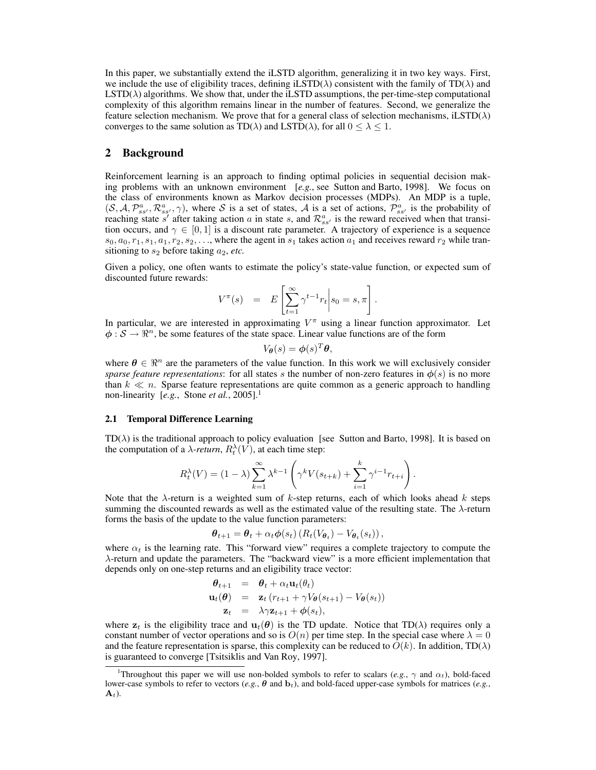In this paper, we substantially extend the iLSTD algorithm, generalizing it in two key ways. First, we include the use of eligibility traces, defining iLSTD($\lambda$) consistent with the family of TD($\lambda$) and LSTD($\lambda$) algorithms. We show that, under the iLSTD assumptions, the per-time-step computational complexity of this algorithm remains linear in the number of features. Second, we generalize the feature selection mechanism. We prove that for a general class of selection mechanisms, iLSTD($\lambda$) converges to the same solution as TD($\lambda$) and LSTD($\lambda$), for all $0 \leq \lambda \leq 1$.

## 2 Background

Reinforcement learning is an approach to finding optimal policies in sequential decision making problems with an unknown environment [*e.g.*, see Sutton and Barto, 1998]. We focus on the class of environments known as Markov decision processes (MDPs). An MDP is a tuple, $(\mathcal{S}, \mathcal{A}, \mathcal{P}^a_{ss'}, \mathcal{R}^a_{ss'}, \gamma)$, where $\mathcal{S}$ is a set of states, $\mathcal{A}$ is a set of actions, $\mathcal{P}^a_{ss'}$ is the probability of reaching state $s'$ after taking action $a$ in state $s$, and $\mathcal{R}^a_{ss'}$ is the reward received when that transition occurs, and $\gamma \in [0, 1]$ is a discount rate parameter. A trajectory of experience is a sequence $s_0, a_0, r_1, s_1, a_1, r_2, s_2, \ldots$, where the agent in $s_1$ takes action $a_1$ and receives reward $r_2$ while transitioning to $s_2$ before taking $a_2$, *etc.*

Given a policy, one often wants to estimate the policy's state-value function, or expected sum of discounted future rewards:

$$V^\pi(s) \quad = \quad E\left[\sum_{t=1}^{\infty} \gamma^{t-1} r_t \middle| s_0 = s, \pi\right].$$

In particular, we are interested in approximating $V^\pi$ using a linear function approximator. Let $\boldsymbol{\phi} : \mathcal{S} \rightarrow \Re^n$, be some features of the state space. Linear value functions are of the form

$$V_{\boldsymbol{\theta}}(s) = \boldsymbol{\phi}(s)^T \boldsymbol{\theta},$$

where $\boldsymbol{\theta} \in \Re^n$ are the parameters of the value function. In this work we will exclusively consider *sparse feature representations*: for all states $s$ the number of non-zero features in $\boldsymbol{\phi}(s)$ is no more than $k \ll n$. Sparse feature representations are quite common as a generic approach to handling non-linearity [*e.g.*, Stone *et al.*, 2005].[1]

### 2.1 Temporal Difference Learning

TD($\lambda$) is the traditional approach to policy evaluation [see Sutton and Barto, 1998]. It is based on the computation of a *$\lambda$-return*, $R^\lambda_t(V)$, at each time step:

$$R^\lambda_t(V) = (1 - \lambda) \sum_{k=1}^{\infty} \lambda^{k-1} \left( \gamma^k V(s_{t+k}) + \sum_{i=1}^{k} \gamma^{i-1} r_{t+i} \right).$$

Note that the $\lambda$-return is a weighted sum of $k$-step returns, each of which looks ahead $k$ steps summing the discounted rewards as well as the estimated value of the resulting state. The $\lambda$-return forms the basis of the update to the value function parameters:

$$\boldsymbol{\theta}_{t+1} = \boldsymbol{\theta}_t + \alpha_t \boldsymbol{\phi}(s_t) \left( R_t(V_{\boldsymbol{\theta}_t}) - V_{\boldsymbol{\theta}_t}(s_t) \right),$$

where $\alpha_t$ is the learning rate. This "forward view" requires a complete trajectory to compute the $\lambda$-return and update the parameters. The "backward view" is a more efficient implementation that depends only on one-step returns and an eligibility trace vector:

$$\begin{aligned}
\boldsymbol{\theta}_{t+1} &= \boldsymbol{\theta}_t + \alpha_t \mathbf{u}_t(\theta_t) \\
\mathbf{u}_t(\boldsymbol{\theta}) &= \mathbf{z}_t \left( r_{t+1} + \gamma V_{\boldsymbol{\theta}}(s_{t+1}) - V_{\boldsymbol{\theta}}(s_t) \right) \\
\mathbf{z}_t &= \lambda \gamma \mathbf{z}_{t+1} + \boldsymbol{\phi}(s_t),
\end{aligned}$$

where $\mathbf{z}_t$ is the eligibility trace and $\mathbf{u}_t(\boldsymbol{\theta})$ is the TD update. Notice that TD($\lambda$) requires only a constant number of vector operations and so is $O(n)$ per time step. In the special case where $\lambda = 0$ and the feature representation is sparse, this complexity can be reduced to $O(k)$. In addition, TD($\lambda$) is guaranteed to converge [Tsitsiklis and Van Roy, 1997].

[1] Throughout this paper we will use non-bolded symbols to refer to scalars (*e.g.*, $\gamma$ and $\alpha_t$), bold-faced lower-case symbols to refer to vectors (*e.g.*, $\boldsymbol{\theta}$ and $\mathbf{b}_t$), and bold-faced upper-case symbols for matrices (*e.g.*, $\mathbf{A}_t$).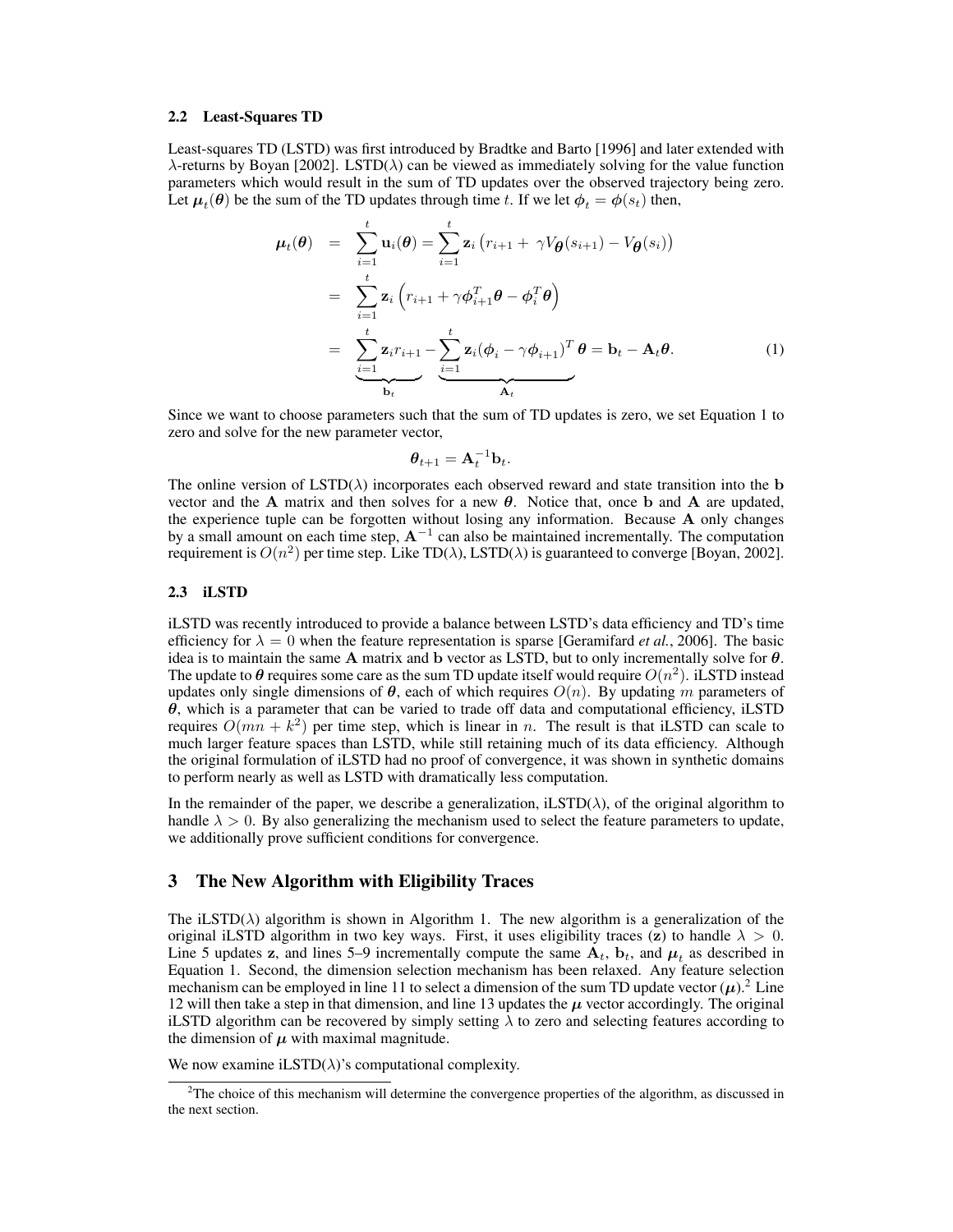### 2.2 Least-Squares TD

Least-squares TD (LSTD) was first introduced by Bradtke and Barto [1996] and later extended with $\lambda$-returns by Boyan [2002]. LSTD($\lambda$) can be viewed as immediately solving for the value function parameters which would result in the sum of TD updates over the observed trajectory being zero. Let $\boldsymbol{\mu}_t(\boldsymbol{\theta})$ be the sum of the TD updates through time $t$. If we let $\boldsymbol{\phi}_t = \boldsymbol{\phi}(s_t)$ then,

$$
\begin{aligned}
\boldsymbol{\mu}_t(\boldsymbol{\theta}) &= \sum_{i=1}^{t} \mathbf{u}_i(\boldsymbol{\theta}) = \sum_{i=1}^{t} \mathbf{z}_i \left( r_{i+1} + \gamma V_{\boldsymbol{\theta}}(s_{i+1}) - V_{\boldsymbol{\theta}}(s_i) \right) \\
&= \sum_{i=1}^{t} \mathbf{z}_i \left( r_{i+1} + \gamma \boldsymbol{\phi}_{i+1}^T \boldsymbol{\theta} - \boldsymbol{\phi}_i^T \boldsymbol{\theta} \right) \\
&= \underbrace{\sum_{i=1}^{t} \mathbf{z}_i r_{i+1}}_{\mathbf{b}_t} - \underbrace{\sum_{i=1}^{t} \mathbf{z}_i (\boldsymbol{\phi}_i - \gamma \boldsymbol{\phi}_{i+1})^T}_{\mathbf{A}_t} \boldsymbol{\theta} = \mathbf{b}_t - \mathbf{A}_t \boldsymbol{\theta}.
\end{aligned}
\tag{1}
$$

Since we want to choose parameters such that the sum of TD updates is zero, we set Equation 1 to zero and solve for the new parameter vector,

$$
\boldsymbol{\theta}_{t+1} = \mathbf{A}_t^{-1} \mathbf{b}_t.
$$

The online version of LSTD($\lambda$) incorporates each observed reward and state transition into the $\mathbf{b}$ vector and the $\mathbf{A}$ matrix and then solves for a new $\boldsymbol{\theta}$. Notice that, once $\mathbf{b}$ and $\mathbf{A}$ are updated, the experience tuple can be forgotten without losing any information. Because $\mathbf{A}$ only changes by a small amount on each time step, $\mathbf{A}^{-1}$ can also be maintained incrementally. The computation requirement is $O(n^2)$ per time step. Like TD($\lambda$), LSTD($\lambda$) is guaranteed to converge [Boyan, 2002].

### 2.3 iLSTD

iLSTD was recently introduced to provide a balance between LSTD's data efficiency and TD's time efficiency for $\lambda = 0$ when the feature representation is sparse [Geramifard *et al.*, 2006]. The basic idea is to maintain the same $\mathbf{A}$ matrix and $\mathbf{b}$ vector as LSTD, but to only incrementally solve for $\boldsymbol{\theta}$. The update to $\boldsymbol{\theta}$ requires some care as the sum TD update itself would require $O(n^2)$. iLSTD instead updates only single dimensions of $\boldsymbol{\theta}$, each of which requires $O(n)$. By updating $m$ parameters of $\boldsymbol{\theta}$, which is a parameter that can be varied to trade off data and computational efficiency, iLSTD requires $O(mn + k^2)$ per time step, which is linear in $n$. The result is that iLSTD can scale to much larger feature spaces than LSTD, while still retaining much of its data efficiency. Although the original formulation of iLSTD had no proof of convergence, it was shown in synthetic domains to perform nearly as well as LSTD with dramatically less computation.

In the remainder of the paper, we describe a generalization, iLSTD($\lambda$), of the original algorithm to handle $\lambda > 0$. By also generalizing the mechanism used to select the feature parameters to update, we additionally prove sufficient conditions for convergence.

## 3 The New Algorithm with Eligibility Traces

The iLSTD($\lambda$) algorithm is shown in Algorithm 1. The new algorithm is a generalization of the original iLSTD algorithm in two key ways. First, it uses eligibility traces ($\mathbf{z}$) to handle $\lambda > 0$. Line 5 updates $\mathbf{z}$, and lines 5–9 incrementally compute the same $\mathbf{A}_t$, $\mathbf{b}_t$, and $\boldsymbol{\mu}_t$ as described in Equation 1. Second, the dimension selection mechanism has been relaxed. Any feature selection mechanism can be employed in line 11 to select a dimension of the sum TD update vector ($\boldsymbol{\mu}$).[2] Line 12 will then take a step in that dimension, and line 13 updates the $\boldsymbol{\mu}$ vector accordingly. The original iLSTD algorithm can be recovered by simply setting $\lambda$ to zero and selecting features according to the dimension of $\boldsymbol{\mu}$ with maximal magnitude.

We now examine iLSTD($\lambda$)'s computational complexity.

[2] The choice of this mechanism will determine the convergence properties of the algorithm, as discussed in the next section.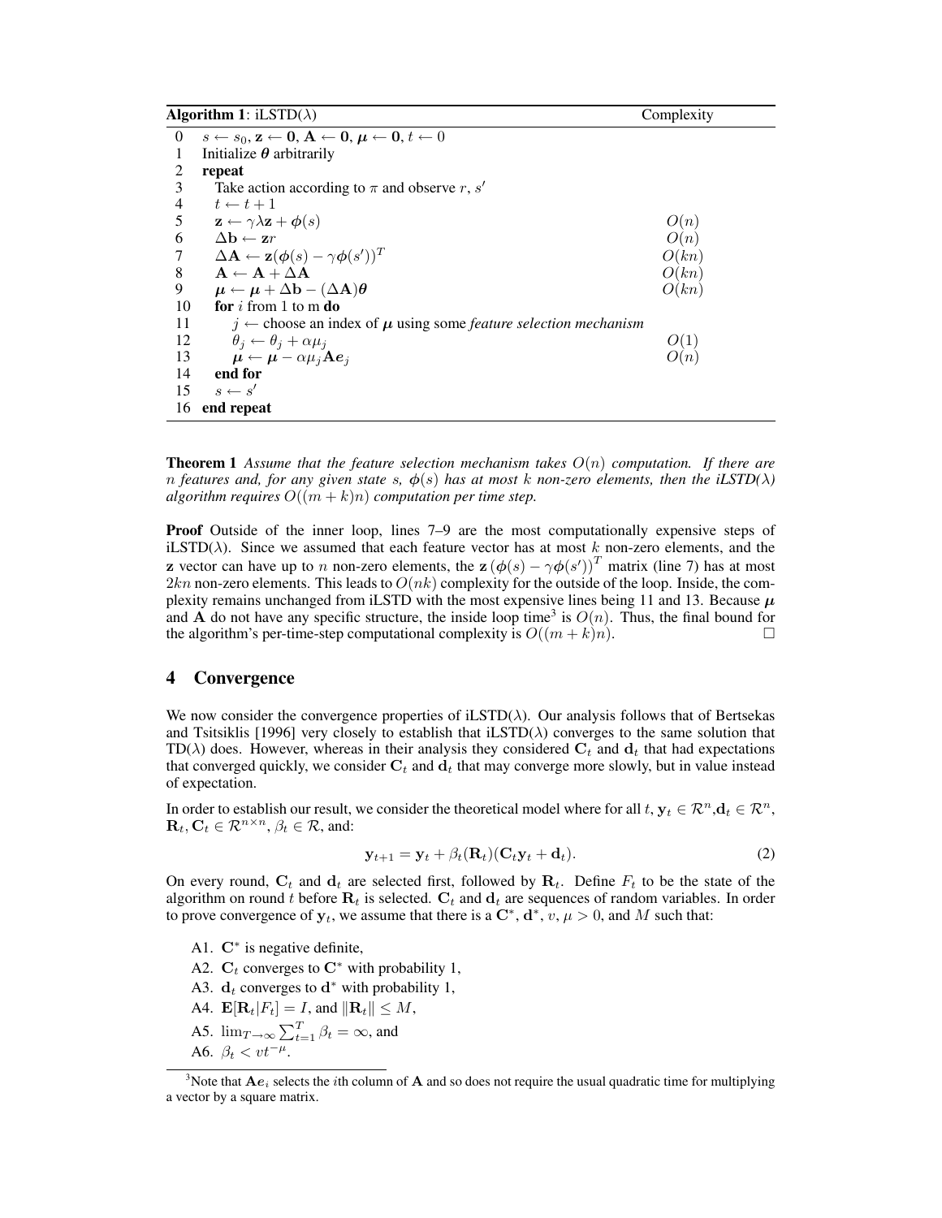**Algorithm 1**: iLSTD($\lambda$)

| | | Complexity |
|---|---|---|
| 0 | $s \leftarrow s_0, \mathbf{z} \leftarrow \mathbf{0}, \mathbf{A} \leftarrow \mathbf{0}, \boldsymbol{\mu} \leftarrow \mathbf{0}, t \leftarrow 0$ | |
| 1 | Initialize $\boldsymbol{\theta}$ arbitrarily | |
| 2 | **repeat** | |
| 3 | Take action according to $\pi$ and observe $r$, $s'$ | |
| 4 | $t \leftarrow t + 1$ | |
| 5 | $\mathbf{z} \leftarrow \gamma\lambda\mathbf{z} + \boldsymbol{\phi}(s)$ | $O(n)$ |
| 6 | $\Delta\mathbf{b} \leftarrow \mathbf{z}r$ | $O(n)$ |
| 7 | $\Delta\mathbf{A} \leftarrow \mathbf{z}(\boldsymbol{\phi}(s) - \gamma\boldsymbol{\phi}(s'))^T$ | $O(kn)$ |
| 8 | $\mathbf{A} \leftarrow \mathbf{A} + \Delta\mathbf{A}$ | $O(kn)$ |
| 9 | $\boldsymbol{\mu} \leftarrow \boldsymbol{\mu} + \Delta\mathbf{b} - (\Delta\mathbf{A})\boldsymbol{\theta}$ | $O(kn)$ |
| 10 | **for** $i$ from 1 to m **do** | |
| 11 | $j \leftarrow$ choose an index of $\boldsymbol{\mu}$ using some *feature selection mechanism* | |
| 12 | $\theta_j \leftarrow \theta_j + \alpha\mu_j$ | $O(1)$ |
| 13 | $\boldsymbol{\mu} \leftarrow \boldsymbol{\mu} - \alpha\mu_j\mathbf{A}\boldsymbol{e}_j$ | $O(n)$ |
| 14 | **end for** | |
| 15 | $s \leftarrow s'$ | |
| 16 | **end repeat** | |

**Theorem 1** *Assume that the feature selection mechanism takes $O(n)$ computation. If there are $n$ features and, for any given state $s$, $\boldsymbol{\phi}(s)$ has at most $k$ non-zero elements, then the iLSTD($\lambda$) algorithm requires $O((m+k)n)$ computation per time step.*

**Proof** Outside of the inner loop, lines 7–9 are the most computationally expensive steps of iLSTD($\lambda$). Since we assumed that each feature vector has at most $k$ non-zero elements, and the $\mathbf{z}$ vector can have up to $n$ non-zero elements, the $\mathbf{z}\left(\boldsymbol{\phi}(s) - \gamma\boldsymbol{\phi}(s')\right)^T$ matrix (line 7) has at most $2kn$ non-zero elements. This leads to $O(nk)$ complexity for the outside of the loop. Inside, the complexity remains unchanged from iLSTD with the most expensive lines being 11 and 13. Because $\boldsymbol{\mu}$ and $\mathbf{A}$ do not have any specific structure, the inside loop time[3] is $O(n)$. Thus, the final bound for the algorithm's per-time-step computational complexity is $O((m+k)n)$. □

## 4 Convergence

We now consider the convergence properties of iLSTD($\lambda$). Our analysis follows that of Bertsekas and Tsitsiklis [1996] very closely to establish that iLSTD($\lambda$) converges to the same solution that TD($\lambda$) does. However, whereas in their analysis they considered $\mathbf{C}_t$ and $\mathbf{d}_t$ that had expectations that converged quickly, we consider $\mathbf{C}_t$ and $\mathbf{d}_t$ that may converge more slowly, but in value instead of expectation.

In order to establish our result, we consider the theoretical model where for all $t$, $\mathbf{y}_t \in \mathcal{R}^n$, $\mathbf{d}_t \in \mathcal{R}^n$, $\mathbf{R}_t, \mathbf{C}_t \in \mathcal{R}^{n \times n}$, $\beta_t \in \mathcal{R}$, and:

$$\mathbf{y}_{t+1} = \mathbf{y}_t + \beta_t(\mathbf{R}_t)(\mathbf{C}_t\mathbf{y}_t + \mathbf{d}_t). \tag{2}$$

On every round, $\mathbf{C}_t$ and $\mathbf{d}_t$ are selected first, followed by $\mathbf{R}_t$. Define $F_t$ to be the state of the algorithm on round $t$ before $\mathbf{R}_t$ is selected. $\mathbf{C}_t$ and $\mathbf{d}_t$ are sequences of random variables. In order to prove convergence of $\mathbf{y}_t$, we assume that there is a $\mathbf{C}^*$, $\mathbf{d}^*$, $v$, $\mu > 0$, and $M$ such that:

- A1. $\mathbf{C}^*$ is negative definite,
- A2. $\mathbf{C}_t$ converges to $\mathbf{C}^*$ with probability 1,
- A3. $\mathbf{d}_t$ converges to $\mathbf{d}^*$ with probability 1,
- A4. $\mathbf{E}[\mathbf{R}_t|F_t] = I$, and $\|\mathbf{R}_t\| \leq M$,
- A5. $\lim_{T\to\infty}\sum_{t=1}^{T}\beta_t = \infty$, and
- A6. $\beta_t < vt^{-\mu}$.

[3]Note that $\mathbf{A}\boldsymbol{e}_i$ selects the $i$th column of $\mathbf{A}$ and so does not require the usual quadratic time for multiplying a vector by a square matrix.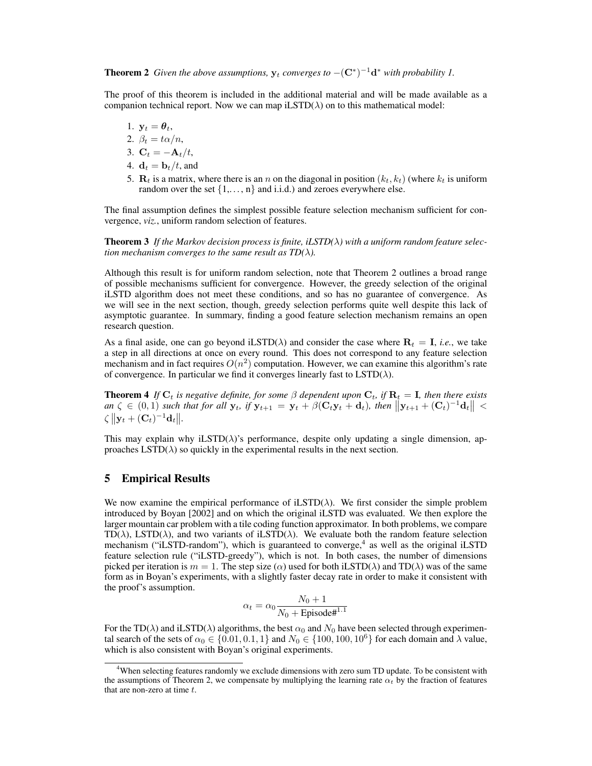**Theorem 2** *Given the above assumptions,* $\mathbf{y}_t$ *converges to* $-(\mathbf{C}^*)^{-1}\mathbf{d}^*$ *with probability 1.*

The proof of this theorem is included in the additional material and will be made available as a companion technical report. Now we can map iLSTD($\lambda$) on to this mathematical model:

1. $\mathbf{y}_t = \boldsymbol{\theta}_t$,
2. $\beta_t = t\alpha/n$,
3. $\mathbf{C}_t = -\mathbf{A}_t/t$,
4. $\mathbf{d}_t = \mathbf{b}_t/t$, and
5. $\mathbf{R}_t$ is a matrix, where there is an $n$ on the diagonal in position $(k_t, k_t)$ (where $k_t$ is uniform random over the set $\{1,\ldots, \text{n}\}$ and i.i.d.) and zeroes everywhere else.

The final assumption defines the simplest possible feature selection mechanism sufficient for convergence, *viz.*, uniform random selection of features.

**Theorem 3** *If the Markov decision process is finite, iLSTD($\lambda$) with a uniform random feature selection mechanism converges to the same result as TD($\lambda$).*

Although this result is for uniform random selection, note that Theorem 2 outlines a broad range of possible mechanisms sufficient for convergence. However, the greedy selection of the original iLSTD algorithm does not meet these conditions, and so has no guarantee of convergence. As we will see in the next section, though, greedy selection performs quite well despite this lack of asymptotic guarantee. In summary, finding a good feature selection mechanism remains an open research question.

As a final aside, one can go beyond iLSTD($\lambda$) and consider the case where $\mathbf{R}_t = \mathbf{I}$, *i.e.*, we take a step in all directions at once on every round. This does not correspond to any feature selection mechanism and in fact requires $O(n^2)$ computation. However, we can examine this algorithm's rate of convergence. In particular we find it converges linearly fast to LSTD($\lambda$).

**Theorem 4** *If* $\mathbf{C}_t$ *is negative definite, for some* $\beta$ *dependent upon* $\mathbf{C}_t$*, if* $\mathbf{R}_t = \mathbf{I}$*, then there exists an* $\zeta \in (0, 1)$ *such that for all* $\mathbf{y}_t$*, if* $\mathbf{y}_{t+1} = \mathbf{y}_t + \beta(\mathbf{C}_t\mathbf{y}_t + \mathbf{d}_t)$*, then* $\left\|\mathbf{y}_{t+1} + (\mathbf{C}_t)^{-1}\mathbf{d}_t\right\| < \zeta \left\|\mathbf{y}_t + (\mathbf{C}_t)^{-1}\mathbf{d}_t\right\|$.

This may explain why iLSTD($\lambda$)'s performance, despite only updating a single dimension, approaches LSTD($\lambda$) so quickly in the experimental results in the next section.

## 5 Empirical Results

We now examine the empirical performance of iLSTD($\lambda$). We first consider the simple problem introduced by Boyan [2002] and on which the original iLSTD was evaluated. We then explore the larger mountain car problem with a tile coding function approximator. In both problems, we compare TD($\lambda$), LSTD($\lambda$), and two variants of iLSTD($\lambda$). We evaluate both the random feature selection mechanism ("iLSTD-random"), which is guaranteed to converge,[4] as well as the original iLSTD feature selection rule ("iLSTD-greedy"), which is not. In both cases, the number of dimensions picked per iteration is $m = 1$. The step size ($\alpha$) used for both iLSTD($\lambda$) and TD($\lambda$) was of the same form as in Boyan's experiments, with a slightly faster decay rate in order to make it consistent with the proof's assumption.

$$\alpha_t = \alpha_0 \frac{N_0 + 1}{N_0 + \text{Episode\#}^{1.1}}$$

For the TD($\lambda$) and iLSTD($\lambda$) algorithms, the best $\alpha_0$ and $N_0$ have been selected through experimental search of the sets of $\alpha_0 \in \{0.01, 0.1, 1\}$ and $N_0 \in \{100, 100, 10^6\}$ for each domain and $\lambda$ value, which is also consistent with Boyan's original experiments.

[4] When selecting features randomly we exclude dimensions with zero sum TD update. To be consistent with the assumptions of Theorem 2, we compensate by multiplying the learning rate $\alpha_t$ by the fraction of features that are non-zero at time $t$.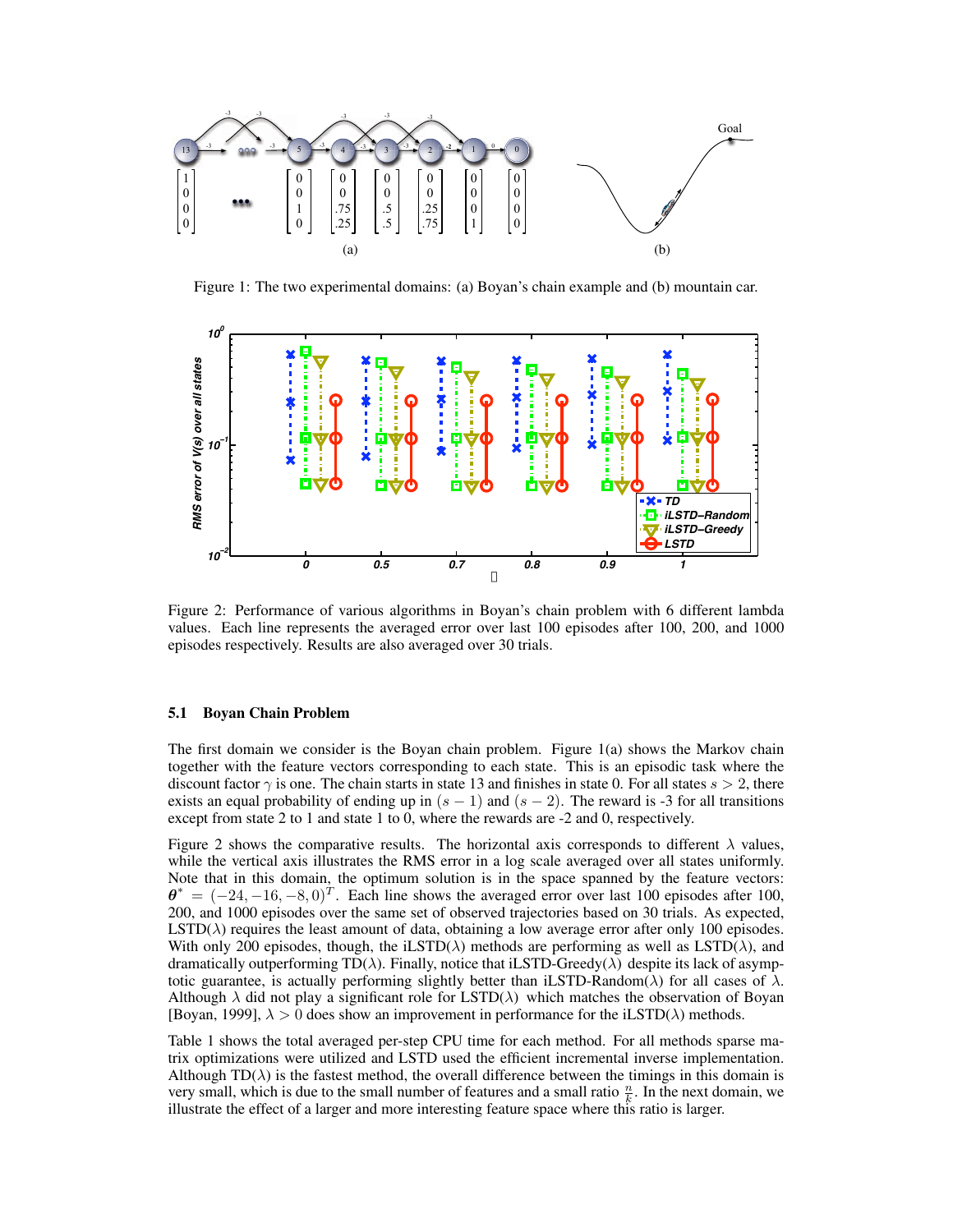Figure 1: The two experimental domains: (a) Boyan's chain example and (b) mountain car.

Figure 2: Performance of various algorithms in Boyan's chain problem with 6 different lambda values. Each line represents the averaged error over last 100 episodes after 100, 200, and 1000 episodes respectively. Results are also averaged over 30 trials.

### 5.1 Boyan Chain Problem

The first domain we consider is the Boyan chain problem. Figure 1(a) shows the Markov chain together with the feature vectors corresponding to each state. This is an episodic task where the discount factor $\gamma$ is one. The chain starts in state 13 and finishes in state 0. For all states $s > 2$, there exists an equal probability of ending up in $(s-1)$ and $(s-2)$. The reward is -3 for all transitions except from state 2 to 1 and state 1 to 0, where the rewards are -2 and 0, respectively.

Figure 2 shows the comparative results. The horizontal axis corresponds to different $\lambda$ values, while the vertical axis illustrates the RMS error in a log scale averaged over all states uniformly. Note that in this domain, the optimum solution is in the space spanned by the feature vectors: $\boldsymbol{\theta}^* = (-24, -16, -8, 0)^T$. Each line shows the averaged error over last 100 episodes after 100, 200, and 1000 episodes over the same set of observed trajectories based on 30 trials. As expected, LSTD($\lambda$) requires the least amount of data, obtaining a low average error after only 100 episodes. With only 200 episodes, though, the iLSTD($\lambda$) methods are performing as well as LSTD($\lambda$), and dramatically outperforming TD($\lambda$). Finally, notice that iLSTD-Greedy($\lambda$) despite its lack of asymptotic guarantee, is actually performing slightly better than iLSTD-Random($\lambda$) for all cases of $\lambda$. Although $\lambda$ did not play a significant role for LSTD($\lambda$) which matches the observation of Boyan [Boyan, 1999], $\lambda > 0$ does show an improvement in performance for the iLSTD($\lambda$) methods.

Table 1 shows the total averaged per-step CPU time for each method. For all methods sparse matrix optimizations were utilized and LSTD used the efficient incremental inverse implementation. Although TD($\lambda$) is the fastest method, the overall difference between the timings in this domain is very small, which is due to the small number of features and a small ratio $\frac{n}{k}$. In the next domain, we illustrate the effect of a larger and more interesting feature space where this ratio is larger.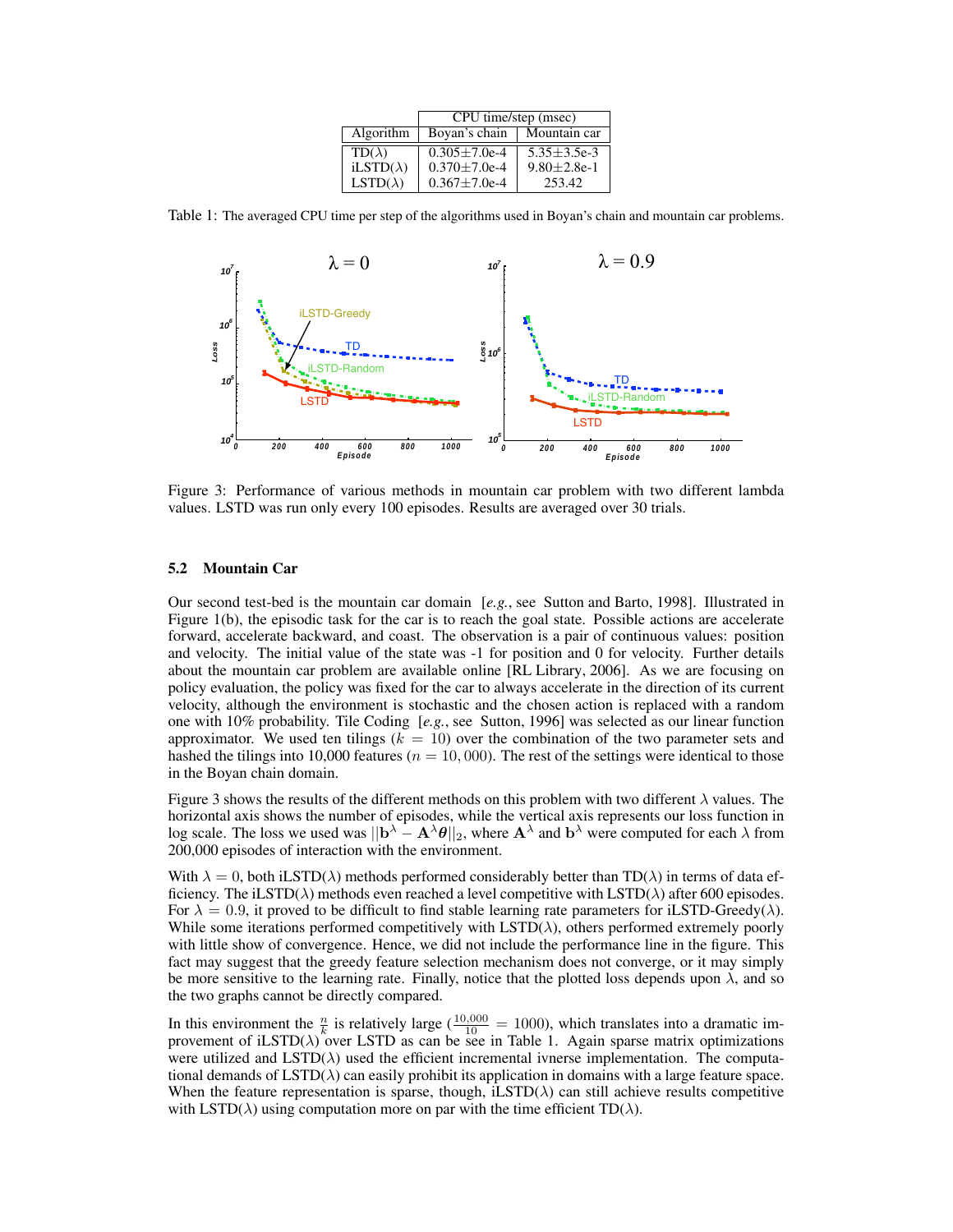| Algorithm | CPU time/step (msec) | |
|---|---|---|
| | Boyan's chain | Mountain car |
| TD($\lambda$) | 0.305±7.0e-4 | 5.35±3.5e-3 |
| iLSTD($\lambda$) | 0.370±7.0e-4 | 9.80±2.8e-1 |
| LSTD($\lambda$) | 0.367±7.0e-4 | 253.42 |

Table 1: The averaged CPU time per step of the algorithms used in Boyan's chain and mountain car problems.

Figure 3: Performance of various methods in mountain car problem with two different lambda values. LSTD was run only every 100 episodes. Results are averaged over 30 trials.

### 5.2 Mountain Car

Our second test-bed is the mountain car domain [*e.g.*, see Sutton and Barto, 1998]. Illustrated in Figure 1(b), the episodic task for the car is to reach the goal state. Possible actions are accelerate forward, accelerate backward, and coast. The observation is a pair of continuous values: position and velocity. The initial value of the state was -1 for position and 0 for velocity. Further details about the mountain car problem are available online [RL Library, 2006]. As we are focusing on policy evaluation, the policy was fixed for the car to always accelerate in the direction of its current velocity, although the environment is stochastic and the chosen action is replaced with a random one with 10% probability. Tile Coding [*e.g.*, see Sutton, 1996] was selected as our linear function approximator. We used ten tilings ($k = 10$) over the combination of the two parameter sets and hashed the tilings into 10,000 features ($n = 10,000$). The rest of the settings were identical to those in the Boyan chain domain.

Figure 3 shows the results of the different methods on this problem with two different $\lambda$ values. The horizontal axis shows the number of episodes, while the vertical axis represents our loss function in log scale. The loss we used was $||\mathbf{b}^\lambda - \mathbf{A}^\lambda\boldsymbol{\theta}||_2$, where $\mathbf{A}^\lambda$ and $\mathbf{b}^\lambda$ were computed for each $\lambda$ from 200,000 episodes of interaction with the environment.

With $\lambda = 0$, both iLSTD($\lambda$) methods performed considerably better than TD($\lambda$) in terms of data efficiency. The iLSTD($\lambda$) methods even reached a level competitive with LSTD($\lambda$) after 600 episodes. For $\lambda = 0.9$, it proved to be difficult to find stable learning rate parameters for iLSTD-Greedy($\lambda$). While some iterations performed competitively with LSTD($\lambda$), others performed extremely poorly with little show of convergence. Hence, we did not include the performance line in the figure. This fact may suggest that the greedy feature selection mechanism does not converge, or it may simply be more sensitive to the learning rate. Finally, notice that the plotted loss depends upon $\lambda$, and so the two graphs cannot be directly compared.

In this environment the $\frac{n}{k}$ is relatively large ($\frac{10,000}{10} = 1000$), which translates into a dramatic improvement of iLSTD($\lambda$) over LSTD as can be see in Table 1. Again sparse matrix optimizations were utilized and LSTD($\lambda$) used the efficient incremental ivnerse implementation. The computational demands of LSTD($\lambda$) can easily prohibit its application in domains with a large feature space. When the feature representation is sparse, though, iLSTD($\lambda$) can still achieve results competitive with LSTD($\lambda$) using computation more on par with the time efficient TD($\lambda$).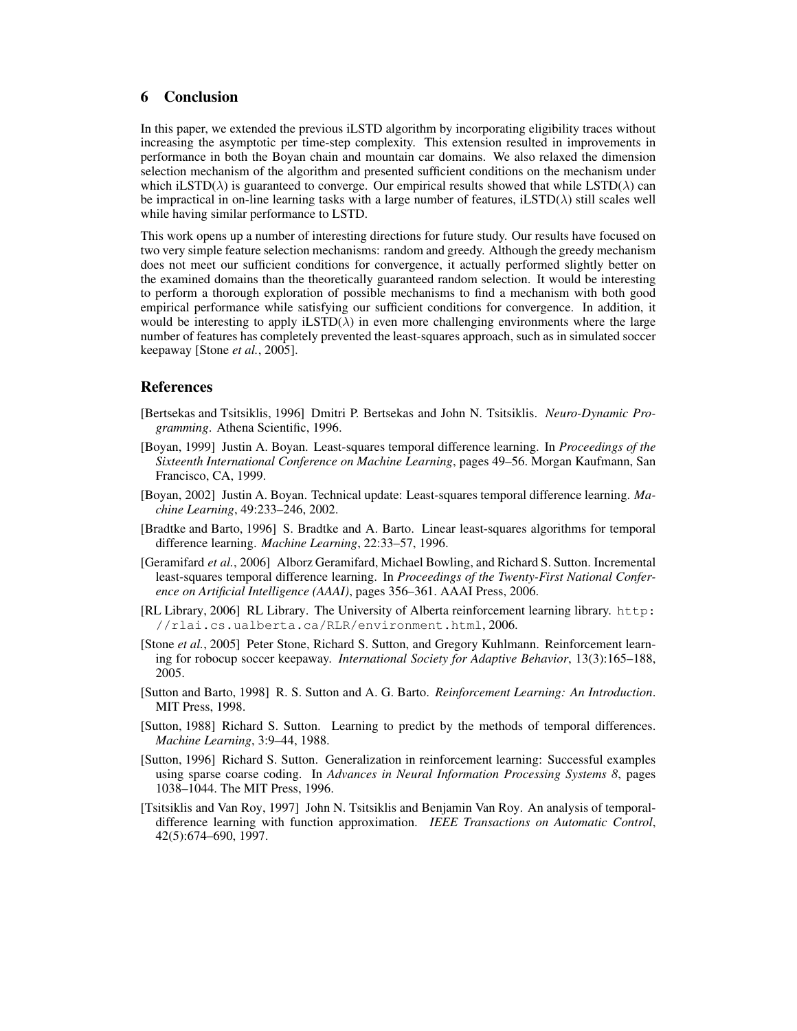## 6 Conclusion

In this paper, we extended the previous iLSTD algorithm by incorporating eligibility traces without increasing the asymptotic per time-step complexity. This extension resulted in improvements in performance in both the Boyan chain and mountain car domains. We also relaxed the dimension selection mechanism of the algorithm and presented sufficient conditions on the mechanism under which iLSTD($\lambda$) is guaranteed to converge. Our empirical results showed that while LSTD($\lambda$) can be impractical in on-line learning tasks with a large number of features, iLSTD($\lambda$) still scales well while having similar performance to LSTD.

This work opens up a number of interesting directions for future study. Our results have focused on two very simple feature selection mechanisms: random and greedy. Although the greedy mechanism does not meet our sufficient conditions for convergence, it actually performed slightly better on the examined domains than the theoretically guaranteed random selection. It would be interesting to perform a thorough exploration of possible mechanisms to find a mechanism with both good empirical performance while satisfying our sufficient conditions for convergence. In addition, it would be interesting to apply iLSTD($\lambda$) in even more challenging environments where the large number of features has completely prevented the least-squares approach, such as in simulated soccer keepaway [Stone *et al.*, 2005].

## References

[Bertsekas and Tsitsiklis, 1996] Dmitri P. Bertsekas and John N. Tsitsiklis. *Neuro-Dynamic Programming*. Athena Scientific, 1996.

[Boyan, 1999] Justin A. Boyan. Least-squares temporal difference learning. In *Proceedings of the Sixteenth International Conference on Machine Learning*, pages 49–56. Morgan Kaufmann, San Francisco, CA, 1999.

[Boyan, 2002] Justin A. Boyan. Technical update: Least-squares temporal difference learning. *Machine Learning*, 49:233–246, 2002.

[Bradtke and Barto, 1996] S. Bradtke and A. Barto. Linear least-squares algorithms for temporal difference learning. *Machine Learning*, 22:33–57, 1996.

[Geramifard *et al.*, 2006] Alborz Geramifard, Michael Bowling, and Richard S. Sutton. Incremental least-squares temporal difference learning. In *Proceedings of the Twenty-First National Conference on Artificial Intelligence (AAAI)*, pages 356–361. AAAI Press, 2006.

[RL Library, 2006] RL Library. The University of Alberta reinforcement learning library. `http://rlai.cs.ualberta.ca/RLR/environment.html`, 2006.

[Stone *et al.*, 2005] Peter Stone, Richard S. Sutton, and Gregory Kuhlmann. Reinforcement learning for robocup soccer keepaway. *International Society for Adaptive Behavior*, 13(3):165–188, 2005.

[Sutton and Barto, 1998] R. S. Sutton and A. G. Barto. *Reinforcement Learning: An Introduction*. MIT Press, 1998.

[Sutton, 1988] Richard S. Sutton. Learning to predict by the methods of temporal differences. *Machine Learning*, 3:9–44, 1988.

[Sutton, 1996] Richard S. Sutton. Generalization in reinforcement learning: Successful examples using sparse coarse coding. In *Advances in Neural Information Processing Systems 8*, pages 1038–1044. The MIT Press, 1996.

[Tsitsiklis and Van Roy, 1997] John N. Tsitsiklis and Benjamin Van Roy. An analysis of temporal-difference learning with function approximation. *IEEE Transactions on Automatic Control*, 42(5):674–690, 1997.